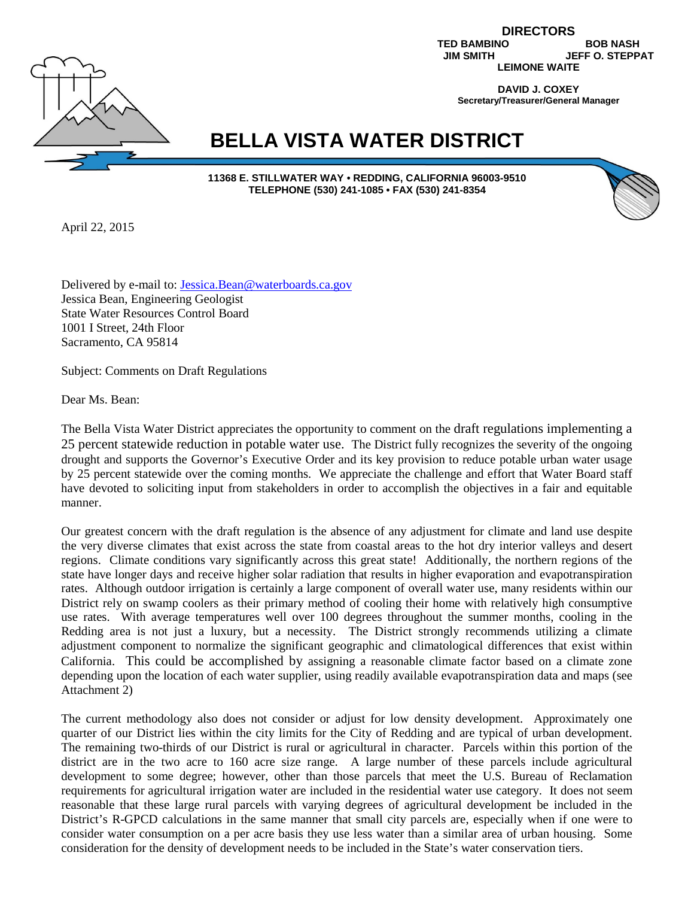**DIRECTORS**

**TED BAMBINO** **BOB NASH**
**JIM SMITH** **JEFF O. STEPPAT**
**LEIMONE WAITE**

**DAVID J. COXEY**
**Secretary/Treasurer/General Manager**

# BELLA VISTA WATER DISTRICT

**11368 E. STILLWATER WAY • REDDING, CALIFORNIA 96003-9510**
**TELEPHONE (530) 241-1085 • FAX (530) 241-8354**

April 22, 2015

Delivered by e-mail to: Jessica.Bean@waterboards.ca.gov
Jessica Bean, Engineering Geologist
State Water Resources Control Board
1001 I Street, 24th Floor
Sacramento, CA 95814

Subject: Comments on Draft Regulations

Dear Ms. Bean:

The Bella Vista Water District appreciates the opportunity to comment on the draft regulations implementing a 25 percent statewide reduction in potable water use. The District fully recognizes the severity of the ongoing drought and supports the Governor's Executive Order and its key provision to reduce potable urban water usage by 25 percent statewide over the coming months. We appreciate the challenge and effort that Water Board staff have devoted to soliciting input from stakeholders in order to accomplish the objectives in a fair and equitable manner.

Our greatest concern with the draft regulation is the absence of any adjustment for climate and land use despite the very diverse climates that exist across the state from coastal areas to the hot dry interior valleys and desert regions. Climate conditions vary significantly across this great state! Additionally, the northern regions of the state have longer days and receive higher solar radiation that results in higher evaporation and evapotranspiration rates. Although outdoor irrigation is certainly a large component of overall water use, many residents within our District rely on swamp coolers as their primary method of cooling their home with relatively high consumptive use rates. With average temperatures well over 100 degrees throughout the summer months, cooling in the Redding area is not just a luxury, but a necessity. The District strongly recommends utilizing a climate adjustment component to normalize the significant geographic and climatological differences that exist within California. This could be accomplished by assigning a reasonable climate factor based on a climate zone depending upon the location of each water supplier, using readily available evapotranspiration data and maps (see Attachment 2)

The current methodology also does not consider or adjust for low density development. Approximately one quarter of our District lies within the city limits for the City of Redding and are typical of urban development. The remaining two-thirds of our District is rural or agricultural in character. Parcels within this portion of the district are in the two acre to 160 acre size range. A large number of these parcels include agricultural development to some degree; however, other than those parcels that meet the U.S. Bureau of Reclamation requirements for agricultural irrigation water are included in the residential water use category. It does not seem reasonable that these large rural parcels with varying degrees of agricultural development be included in the District's R-GPCD calculations in the same manner that small city parcels are, especially when if one were to consider water consumption on a per acre basis they use less water than a similar area of urban housing. Some consideration for the density of development needs to be included in the State's water conservation tiers.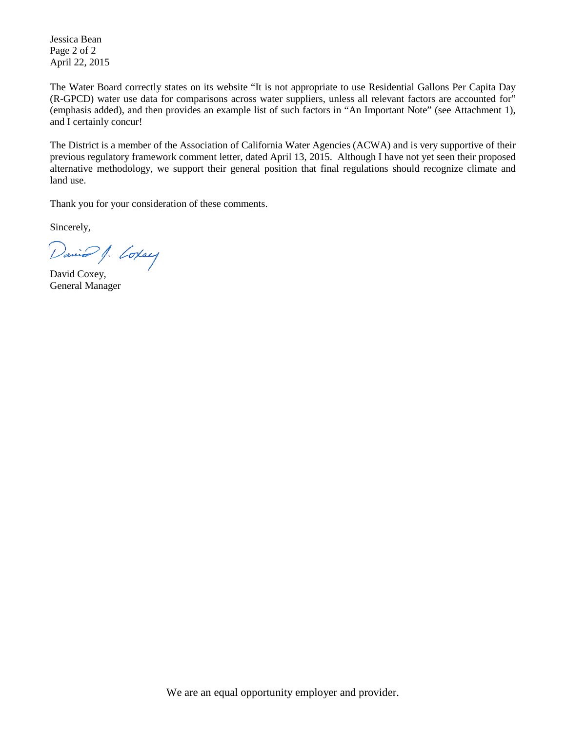The Water Board correctly states on its website "It is not appropriate to use Residential Gallons Per Capita Day (R-GPCD) water use data for comparisons across water suppliers, unless all relevant factors are accounted for" (emphasis added), and then provides an example list of such factors in "An Important Note" (see Attachment 1), and I certainly concur!

The District is a member of the Association of California Water Agencies (ACWA) and is very supportive of their previous regulatory framework comment letter, dated April 13, 2015. Although I have not yet seen their proposed alternative methodology, we support their general position that final regulations should recognize climate and land use.

Thank you for your consideration of these comments.

Sincerely,

David Coxey,
General Manager

We are an equal opportunity employer and provider.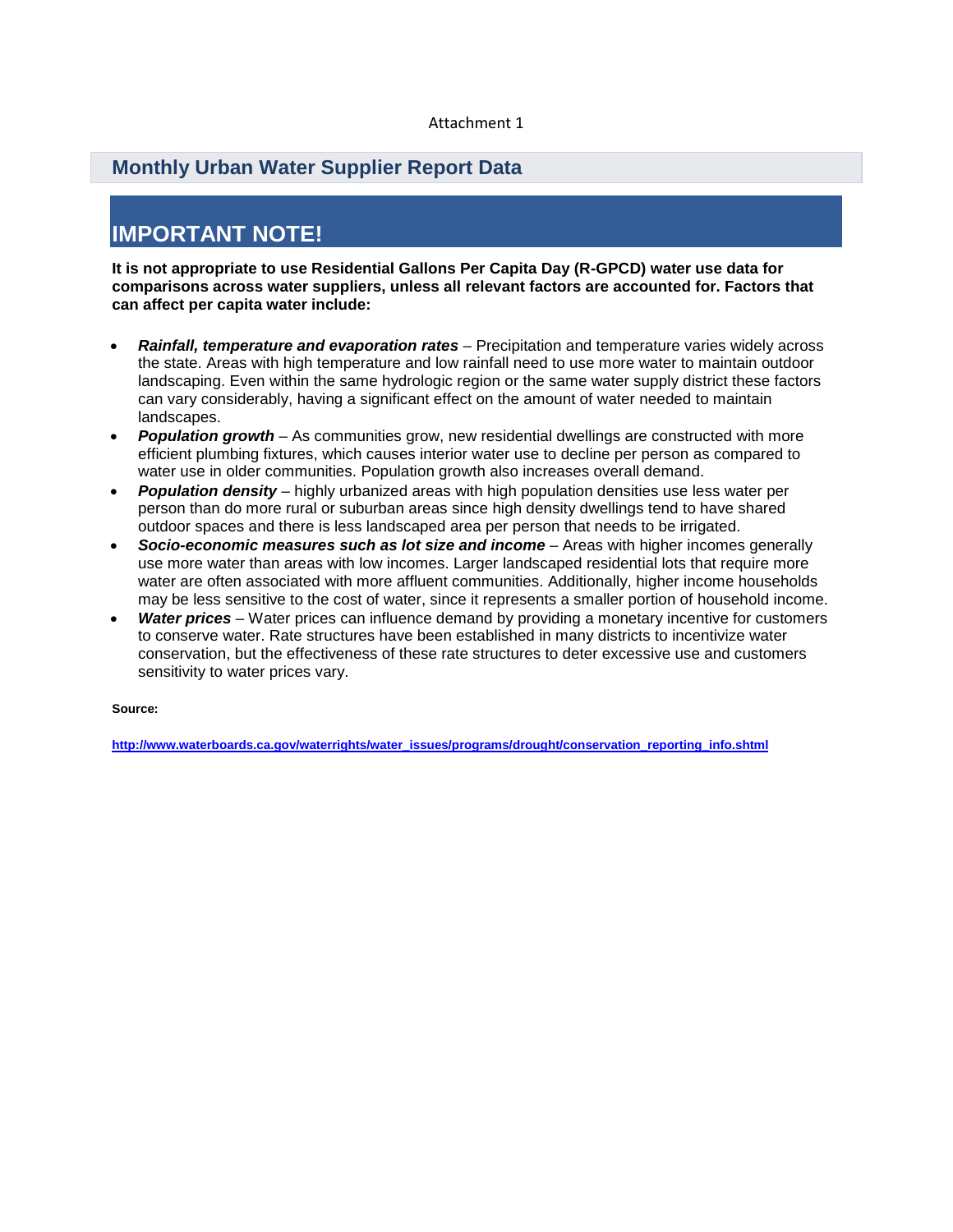Attachment 1

## Monthly Urban Water Supplier Report Data

# IMPORTANT NOTE!

**It is not appropriate to use Residential Gallons Per Capita Day (R-GPCD) water use data for comparisons across water suppliers, unless all relevant factors are accounted for. Factors that can affect per capita water include:**

- ***Rainfall, temperature and evaporation rates*** – Precipitation and temperature varies widely across the state. Areas with high temperature and low rainfall need to use more water to maintain outdoor landscaping. Even within the same hydrologic region or the same water supply district these factors can vary considerably, having a significant effect on the amount of water needed to maintain landscapes.
- ***Population growth*** – As communities grow, new residential dwellings are constructed with more efficient plumbing fixtures, which causes interior water use to decline per person as compared to water use in older communities. Population growth also increases overall demand.
- ***Population density*** – highly urbanized areas with high population densities use less water per person than do more rural or suburban areas since high density dwellings tend to have shared outdoor spaces and there is less landscaped area per person that needs to be irrigated.
- ***Socio-economic measures such as lot size and income*** – Areas with higher incomes generally use more water than areas with low incomes. Larger landscaped residential lots that require more water are often associated with more affluent communities. Additionally, higher income households may be less sensitive to the cost of water, since it represents a smaller portion of household income.
- ***Water prices*** – Water prices can influence demand by providing a monetary incentive for customers to conserve water. Rate structures have been established in many districts to incentivize water conservation, but the effectiveness of these rate structures to deter excessive use and customers sensitivity to water prices vary.

**Source:**

**http://www.waterboards.ca.gov/waterrights/water_issues/programs/drought/conservation_reporting_info.shtml**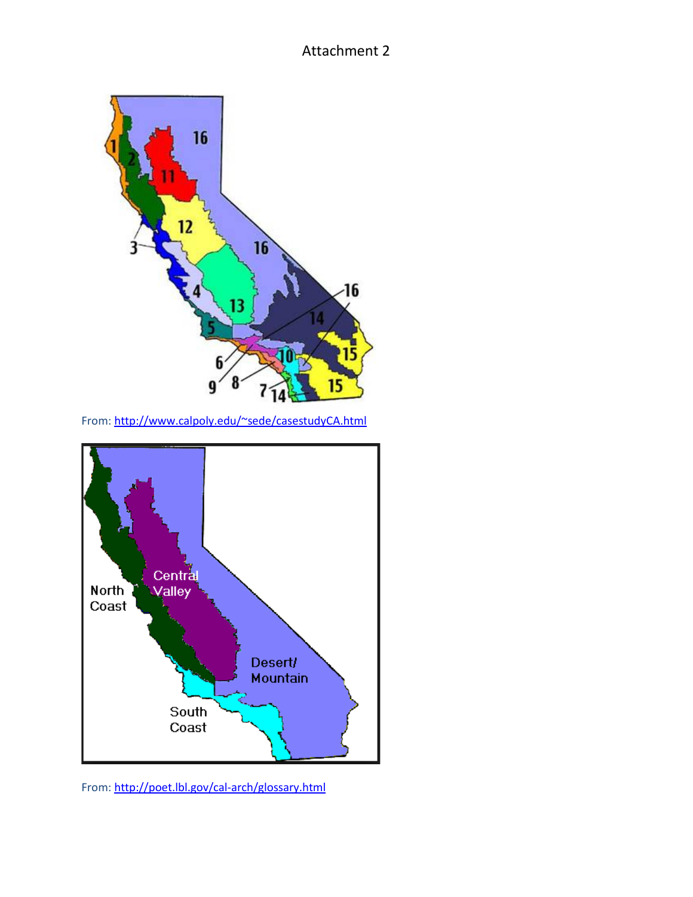Attachment 2

1
2
11
16
12
3
16
4
13
14
16
5
15
6
10
9
8
7
14
15

From: http://www.calpoly.edu/~sede/casestudyCA.html

North Coast
Central Valley
Desert/ Mountain
South Coast

From: http://poet.lbl.gov/cal-arch/glossary.html